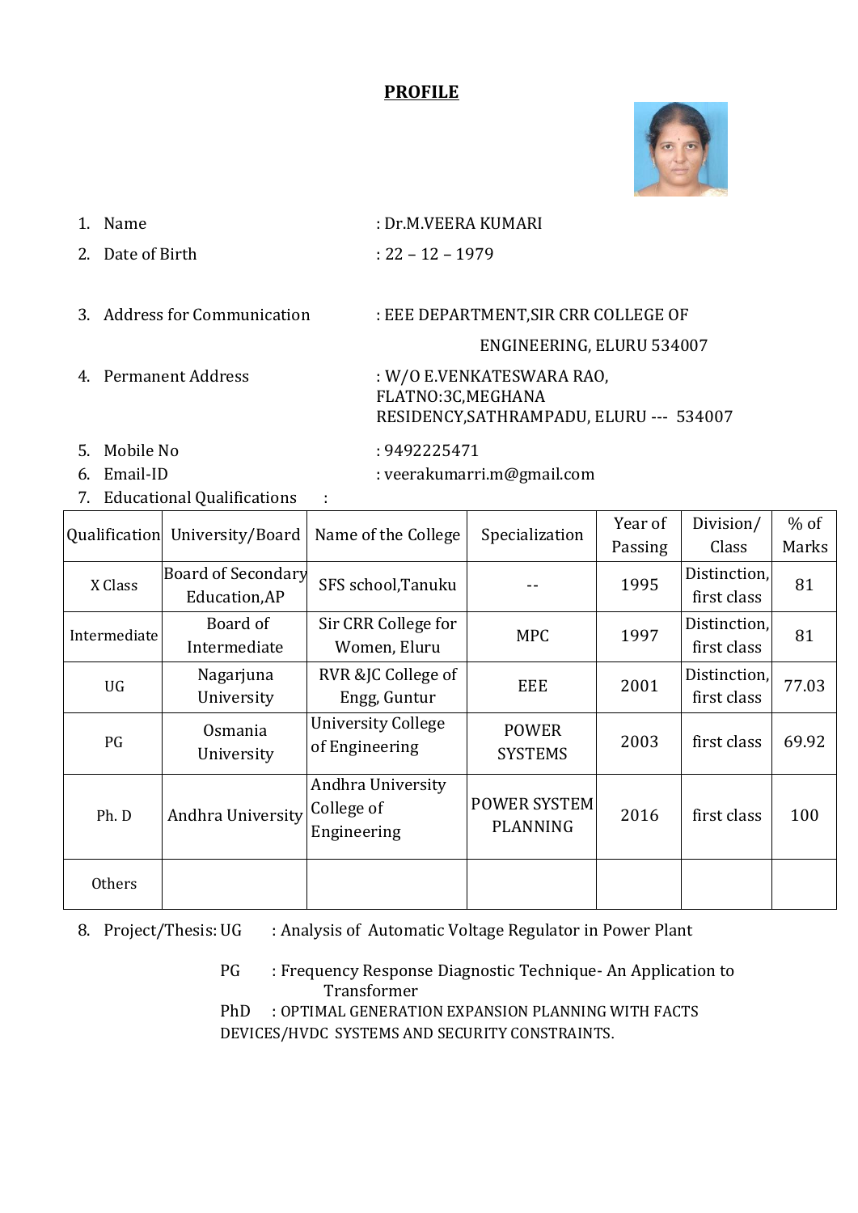# PROFILE

1. Name : Dr.M.VEERA KUMARI
2. Date of Birth : 22 – 12 – 1979
3. Address for Communication : EEE DEPARTMENT,SIR CRR COLLEGE OF ENGINEERING, ELURU 534007
4. Permanent Address : W/O E.VENKATESWARA RAO, FLATNO:3C,MEGHANA RESIDENCY,SATHRAMPADU, ELURU --- 534007
5. Mobile No : 9492225471
6. Email-ID : veerakumarri.m@gmail.com
7. Educational Qualifications :

| Qualification | University/Board | Name of the College | Specialization | Year of Passing | Division/ Class | % of Marks |
|---|---|---|---|---|---|---|
| X Class | Board of Secondary Education,AP | SFS school,Tanuku | -- | 1995 | Distinction, first class | 81 |
| Intermediate | Board of Intermediate | Sir CRR College for Women, Eluru | MPC | 1997 | Distinction, first class | 81 |
| UG | Nagarjuna University | RVR &JC College of Engg, Guntur | EEE | 2001 | Distinction, first class | 77.03 |
| PG | Osmania University | University College of Engineering | POWER SYSTEMS | 2003 | first class | 69.92 |
| Ph. D | Andhra University | Andhra University College of Engineering | POWER SYSTEM PLANNING | 2016 | first class | 100 |
| Others | | | | | | |

8. Project/Thesis:
   - UG : Analysis of Automatic Voltage Regulator in Power Plant
   - PG : Frequency Response Diagnostic Technique- An Application to Transformer
   - PhD : OPTIMAL GENERATION EXPANSION PLANNING WITH FACTS DEVICES/HVDC SYSTEMS AND SECURITY CONSTRAINTS.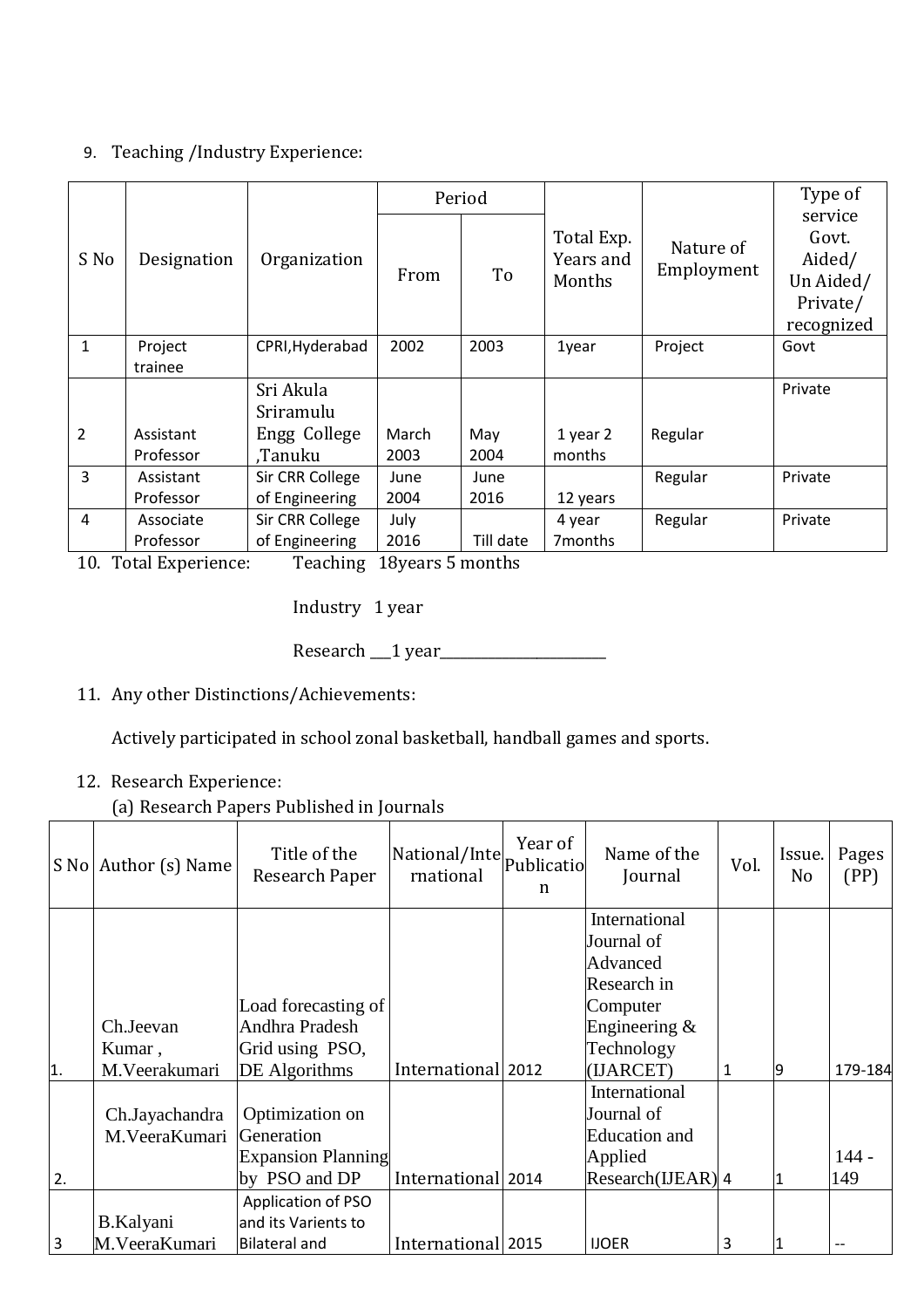9. Teaching /Industry Experience:

| S No | Designation | Organization | Period | | Total Exp. Years and Months | Nature of Employment | Type of service Govt. Aided/ Un Aided/ Private/ recognized |
|---|---|---|---|---|---|---|---|
| | | | From | To | | | |
| 1 | Project trainee | CPRI,Hyderabad | 2002 | 2003 | 1year | Project | Govt |
| 2 | Assistant Professor | Sri Akula Sriramulu Engg College ,Tanuku | March 2003 | May 2004 | 1 year 2 months | Regular | Private |
| 3 | Assistant Professor | Sir CRR College of Engineering | June 2004 | June 2016 | 12 years | Regular | Private |
| 4 | Associate Professor | Sir CRR College of Engineering | July 2016 | Till date | 4 year 7months | Regular | Private |

10. Total Experience: Teaching 18years 5 months

    Industry 1 year

    Research ___1 year______________________

11. Any other Distinctions/Achievements:

    Actively participated in school zonal basketball, handball games and sports.

12. Research Experience:

    (a) Research Papers Published in Journals

| S No | Author (s) Name | Title of the Research Paper | National/International | Year of Publication | Name of the Journal | Vol. | Issue. No | Pages (PP) |
|---|---|---|---|---|---|---|---|---|
| 1. | Ch.Jeevan Kumar , M.Veerakumari | Load forecasting of Andhra Pradesh Grid using PSO, DE Algorithms | International | 2012 | International Journal of Advanced Research in Computer Engineering & Technology (IJARCET) | 1 | 9 | 179-184 |
| 2. | Ch.Jayachandra M.VeeraKumari | Optimization on Generation Expansion Planning by PSO and DP | International | 2014 | International Journal of Education and Applied Research(IJEAR) | 4 | 1 | 144 - 149 |
| 3 | B.Kalyani M.VeeraKumari | Application of PSO and its Varients to Bilateral and | International | 2015 | IJOER | 3 | 1 | -- |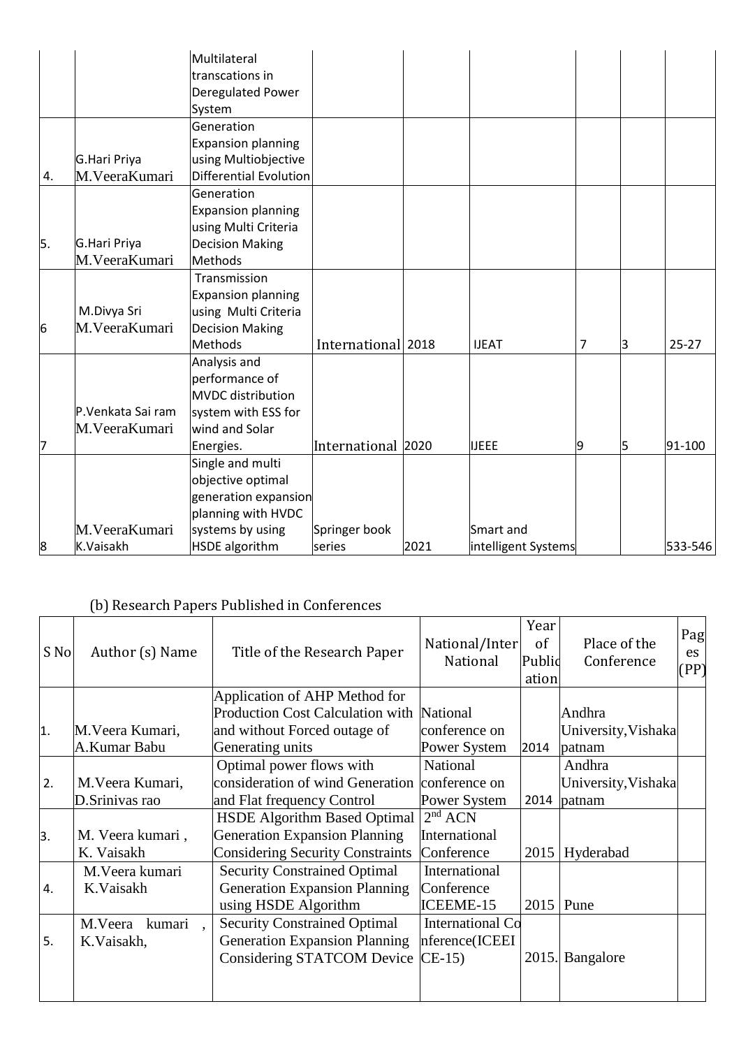| | | | | | | | | |
|---|---|---|---|---|---|---|---|---|
| | | Multilateral transcations in Deregulated Power System | | | | | | |
| 4. | G.Hari Priya M.VeeraKumari | Generation Expansion planning using Multiobjective Differential Evolution | | | | | | |
| 5. | G.Hari Priya M.VeeraKumari | Generation Expansion planning using Multi Criteria Decision Making Methods | | | | | | |
| 6 | M.Divya Sri M.VeeraKumari | Transmission Expansion planning using Multi Criteria Decision Making Methods | International | 2018 | IJEAT | 7 | 3 | 25-27 |
| 7 | P.Venkata Sai ram M.VeeraKumari | Analysis and performance of MVDC distribution system with ESS for wind and Solar Energies. | International | 2020 | IJEEE | 9 | 5 | 91-100 |
| 8 | M.VeeraKumari K.Vaisakh | Single and multi objective optimal generation expansion planning with HVDC systems by using HSDE algorithm | Springer book series | 2021 | Smart and intelligent Systems | | | 533-546 |

(b) Research Papers Published in Conferences

| S No | Author (s) Name | Title of the Research Paper | National/Inter National | Year of Publication | Place of the Conference | Pages (PP) |
|---|---|---|---|---|---|---|
| 1. | M.Veera Kumari, A.Kumar Babu | Application of AHP Method for Production Cost Calculation with and without Forced outage of Generating units | National conference on Power System | 2014 | Andhra University,Vishakapatnam | |
| 2. | M.Veera Kumari, D.Srinivas rao | Optimal power flows with consideration of wind Generation and Flat frequency Control | National conference on Power System | 2014 | Andhra University,Vishakapatnam | |
| 3. | M. Veera kumari , K. Vaisakh | HSDE Algorithm Based Optimal Generation Expansion Planning Considering Security Constraints | 2nd ACN International Conference | 2015 | Hyderabad | |
| 4. | M.Veera kumari K.Vaisakh | Security Constrained Optimal Generation Expansion Planning using HSDE Algorithm | International Conference ICEEME-15 | 2015 | Pune | |
| 5. | M.Veera kumari , K.Vaisakh, | Security Constrained Optimal Generation Expansion Planning Considering STATCOM Device | International Conference(ICEEICE-15) | 2015. | Bangalore | |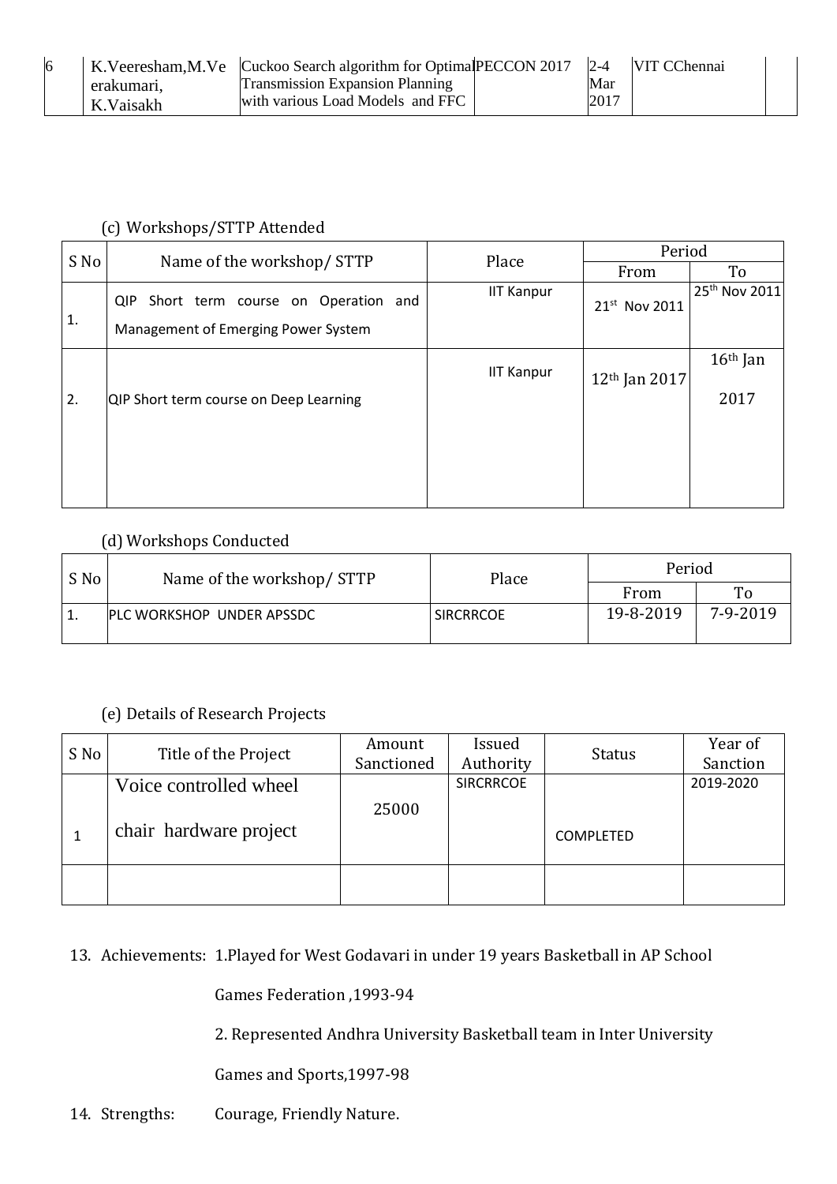| 6 | K.Veeresham,M.Veerakumari, K.Vaisakh | Cuckoo Search algorithm for Optimal Transmission Expansion Planning with various Load Models and FFC | PECCON 2017 | 2-4 Mar 2017 | VIT CChennai | |
|---|---|---|---|---|---|---|

(c) Workshops/STTP Attended

| S No | Name of the workshop/ STTP | Place | Period | |
|---|---|---|---|---|
| | | | From | To |
| 1. | QIP Short term course on Operation and Management of Emerging Power System | IIT Kanpur | 21st Nov 2011 | 25th Nov 2011 |
| 2. | QIP Short term course on Deep Learning | IIT Kanpur | 12th Jan 2017 | 16th Jan 2017 |

(d) Workshops Conducted

| S No | Name of the workshop/ STTP | Place | Period | |
|---|---|---|---|---|
| | | | From | To |
| 1. | PLC WORKSHOP UNDER APSSDC | SIRCRRCOE | 19-8-2019 | 7-9-2019 |

(e) Details of Research Projects

| S No | Title of the Project | Amount Sanctioned | Issued Authority | Status | Year of Sanction |
|---|---|---|---|---|---|
| 1 | Voice controlled wheel chair hardware project | 25000 | SIRCRRCOE | COMPLETED | 2019-2020 |
| | | | | | |

13. Achievements: 1.Played for West Godavari in under 19 years Basketball in AP School Games Federation ,1993-94

    2. Represented Andhra University Basketball team in Inter University Games and Sports,1997-98

14. Strengths: Courage, Friendly Nature.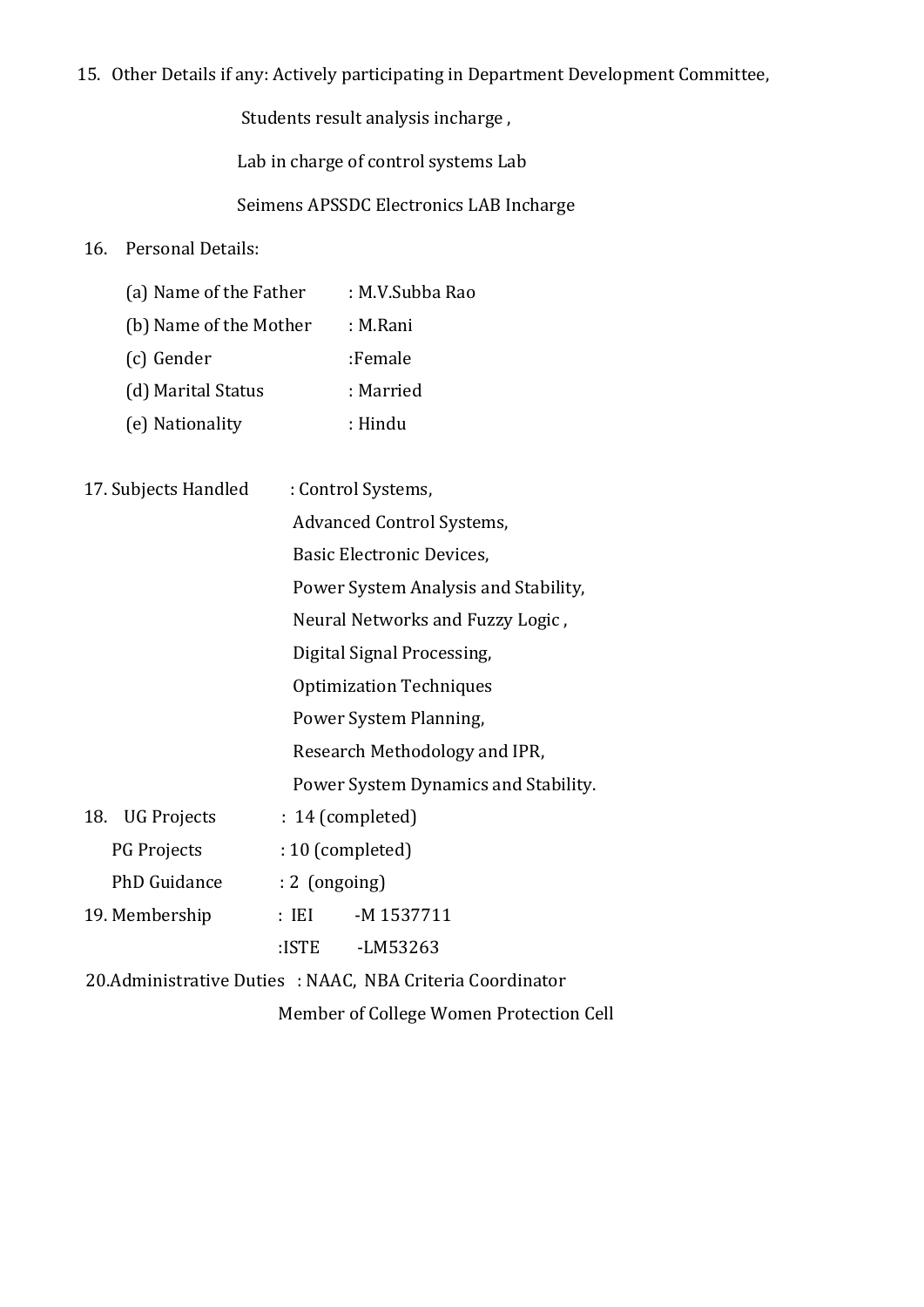15. Other Details if any: Actively participating in Department Development Committee,

    Students result analysis incharge ,

    Lab in charge of control systems Lab

    Seimens APSSDC Electronics LAB Incharge

16. Personal Details:

    (a) Name of the Father : M.V.Subba Rao

    (b) Name of the Mother : M.Rani

    (c) Gender :Female

    (d) Marital Status : Married

    (e) Nationality : Hindu

17. Subjects Handled : Control Systems,

    Advanced Control Systems,

    Basic Electronic Devices,

    Power System Analysis and Stability,

    Neural Networks and Fuzzy Logic ,

    Digital Signal Processing,

    Optimization Techniques

    Power System Planning,

    Research Methodology and IPR,

    Power System Dynamics and Stability.

18. UG Projects : 14 (completed)

    PG Projects : 10 (completed)

    PhD Guidance : 2 (ongoing)

19. Membership : IEI -M 1537711

    :ISTE -LM53263

20. Administrative Duties : NAAC, NBA Criteria Coordinator

    Member of College Women Protection Cell